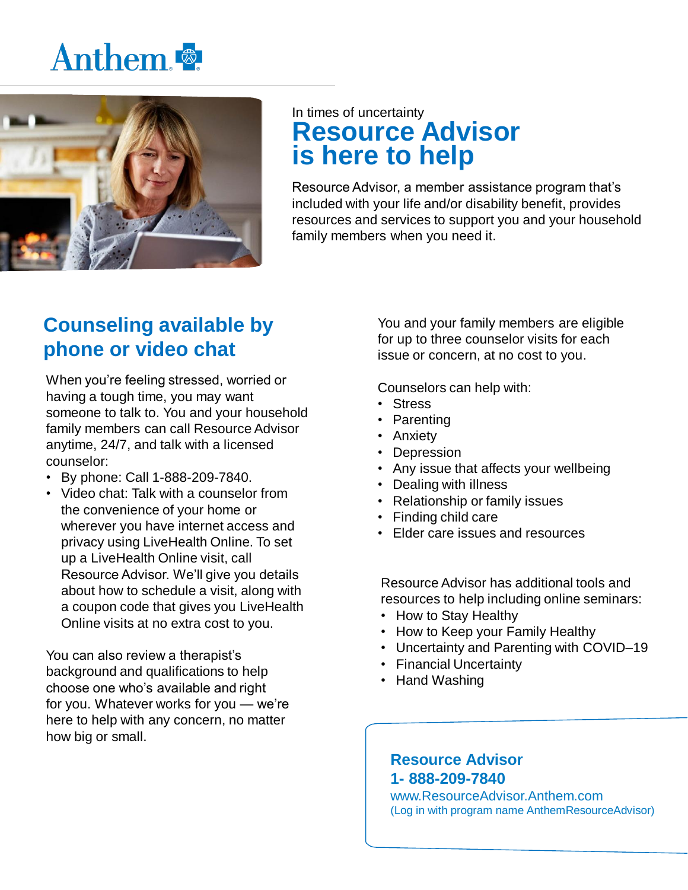Anthem

In times of uncertainty

# Resource Advisor is here to help

Resource Advisor, a member assistance program that's included with your life and/or disability benefit, provides resources and services to support you and your household family members when you need it.

## Counseling available by phone or video chat

When you're feeling stressed, worried or having a tough time, you may want someone to talk to. You and your household family members can call Resource Advisor anytime, 24/7, and talk with a licensed counselor:

- By phone: Call 1-888-209-7840.
- Video chat: Talk with a counselor from the convenience of your home or wherever you have internet access and privacy using LiveHealth Online. To set up a LiveHealth Online visit, call Resource Advisor. We'll give you details about how to schedule a visit, along with a coupon code that gives you LiveHealth Online visits at no extra cost to you.

You can also review a therapist's background and qualifications to help choose one who's available and right for you. Whatever works for you — we're here to help with any concern, no matter how big or small.

You and your family members are eligible for up to three counselor visits for each issue or concern, at no cost to you.

Counselors can help with:

- Stress
- Parenting
- Anxiety
- Depression
- Any issue that affects your wellbeing
- Dealing with illness
- Relationship or family issues
- Finding child care
- Elder care issues and resources

Resource Advisor has additional tools and resources to help including online seminars:

- How to Stay Healthy
- How to Keep your Family Healthy
- Uncertainty and Parenting with COVID–19
- Financial Uncertainty
- Hand Washing

**Resource Advisor**
**1- 888-209-7840**
www.ResourceAdvisor.Anthem.com
(Log in with program name AnthemResourceAdvisor)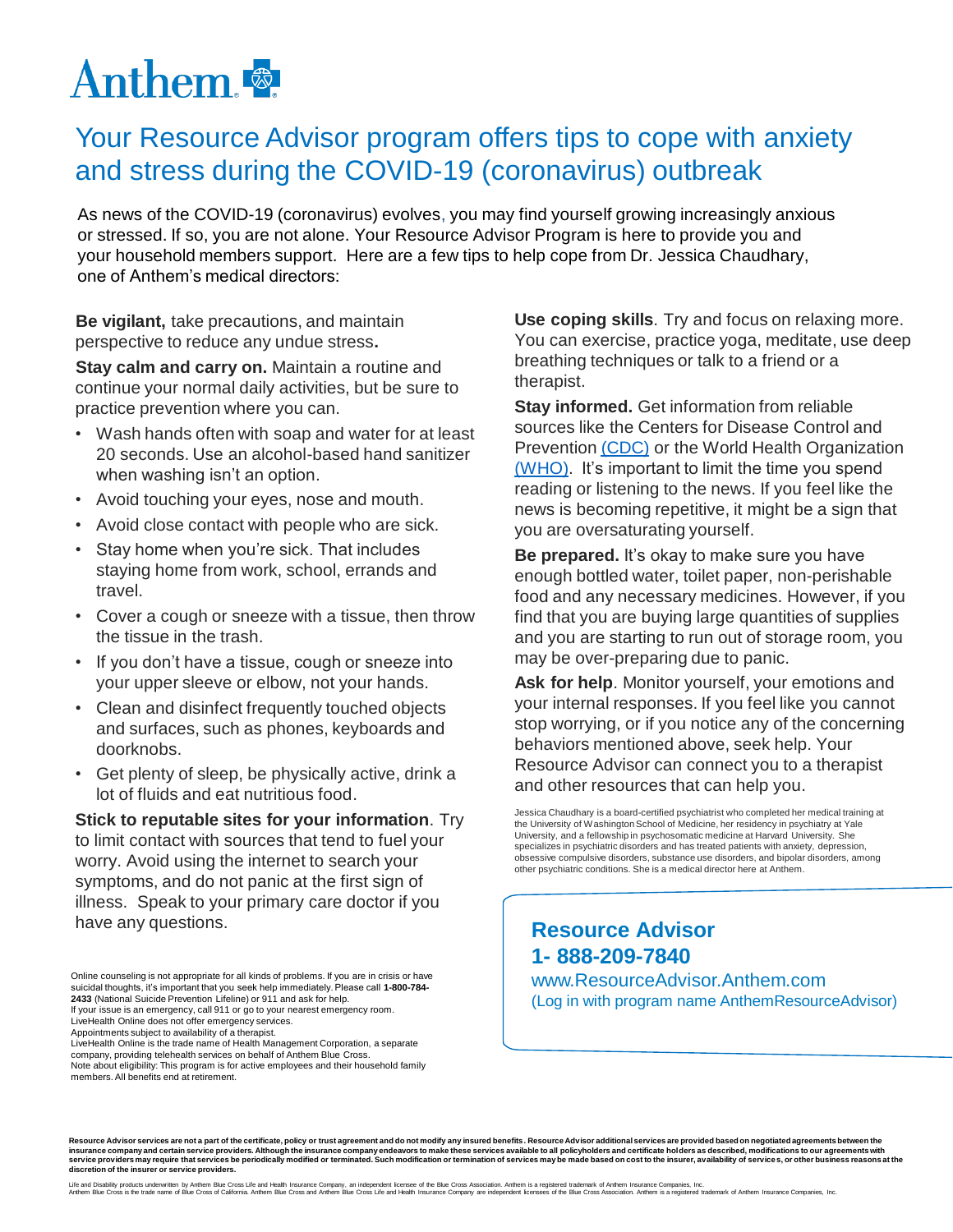# Anthem

## Your Resource Advisor program offers tips to cope with anxiety and stress during the COVID-19 (coronavirus) outbreak

As news of the COVID-19 (coronavirus) evolves, you may find yourself growing increasingly anxious or stressed. If so, you are not alone. Your Resource Advisor Program is here to provide you and your household members support. Here are a few tips to help cope from Dr. Jessica Chaudhary, one of Anthem's medical directors:

**Be vigilant,** take precautions, and maintain perspective to reduce any undue stress**.**

**Stay calm and carry on.** Maintain a routine and continue your normal daily activities, but be sure to practice prevention where you can.

- Wash hands often with soap and water for at least 20 seconds. Use an alcohol-based hand sanitizer when washing isn't an option.
- Avoid touching your eyes, nose and mouth.
- Avoid close contact with people who are sick.
- Stay home when you're sick. That includes staying home from work, school, errands and travel.
- Cover a cough or sneeze with a tissue, then throw the tissue in the trash.
- If you don't have a tissue, cough or sneeze into your upper sleeve or elbow, not your hands.
- Clean and disinfect frequently touched objects and surfaces, such as phones, keyboards and doorknobs.
- Get plenty of sleep, be physically active, drink a lot of fluids and eat nutritious food.

**Stick to reputable sites for your information**. Try to limit contact with sources that tend to fuel your worry. Avoid using the internet to search your symptoms, and do not panic at the first sign of illness. Speak to your primary care doctor if you have any questions.

**Use coping skills**. Try and focus on relaxing more. You can exercise, practice yoga, meditate, use deep breathing techniques or talk to a friend or a therapist.

**Stay informed.** Get information from reliable sources like the Centers for Disease Control and Prevention (CDC) or the World Health Organization (WHO). It's important to limit the time you spend reading or listening to the news. If you feel like the news is becoming repetitive, it might be a sign that you are oversaturating yourself.

**Be prepared.** It's okay to make sure you have enough bottled water, toilet paper, non-perishable food and any necessary medicines. However, if you find that you are buying large quantities of supplies and you are starting to run out of storage room, you may be over-preparing due to panic.

**Ask for help**. Monitor yourself, your emotions and your internal responses. If you feel like you cannot stop worrying, or if you notice any of the concerning behaviors mentioned above, seek help. Your Resource Advisor can connect you to a therapist and other resources that can help you.

Jessica Chaudhary is a board-certified psychiatrist who completed her medical training at the University of Washington School of Medicine, her residency in psychiatry at Yale University, and a fellowship in psychosomatic medicine at Harvard University. She specializes in psychiatric disorders and has treated patients with anxiety, depression, obsessive compulsive disorders, substance use disorders, and bipolar disorders, among other psychiatric conditions. She is a medical director here at Anthem.

**Resource Advisor**
**1- 888-209-7840**
www.ResourceAdvisor.Anthem.com
(Log in with program name AnthemResourceAdvisor)

Online counseling is not appropriate for all kinds of problems. If you are in crisis or have suicidal thoughts, it's important that you seek help immediately. Please call **1-800-784-2433** (National Suicide Prevention Lifeline) or 911 and ask for help.
If your issue is an emergency, call 911 or go to your nearest emergency room.
LiveHealth Online does not offer emergency services.
Appointments subject to availability of a therapist.
LiveHealth Online is the trade name of Health Management Corporation, a separate company, providing telehealth services on behalf of Anthem Blue Cross.
Note about eligibility: This program is for active employees and their household family members. All benefits end at retirement.

**Resource Advisor services are not a part of the certificate, policy or trust agreement and do not modify any insured benefits. Resource Advisor additional services are provided based on negotiated agreements between the insurance company and certain service providers. Although the insurance company endeavors to make these services available to all policyholders and certificate holders as described, modifications to our agreements with service providers may require that services be periodically modified or terminated. Such modification or termination of services may be made based on cost to the insurer, availability of services, or other business reasons at the discretion of the insurer or service providers.**

Life and Disability products underwritten by Anthem Blue Cross Life and Health Insurance Company, an independent licensee of the Blue Cross Association. Anthem is a registered trademark of Anthem Insurance Companies, Inc.
Anthem Blue Cross is the trade name of Blue Cross of California. Anthem Blue Cross and Anthem Blue Cross Life and Health Insurance Company are independent licensees of the Blue Cross Association. Anthem is a registered trademark of Anthem Insurance Companies, Inc.